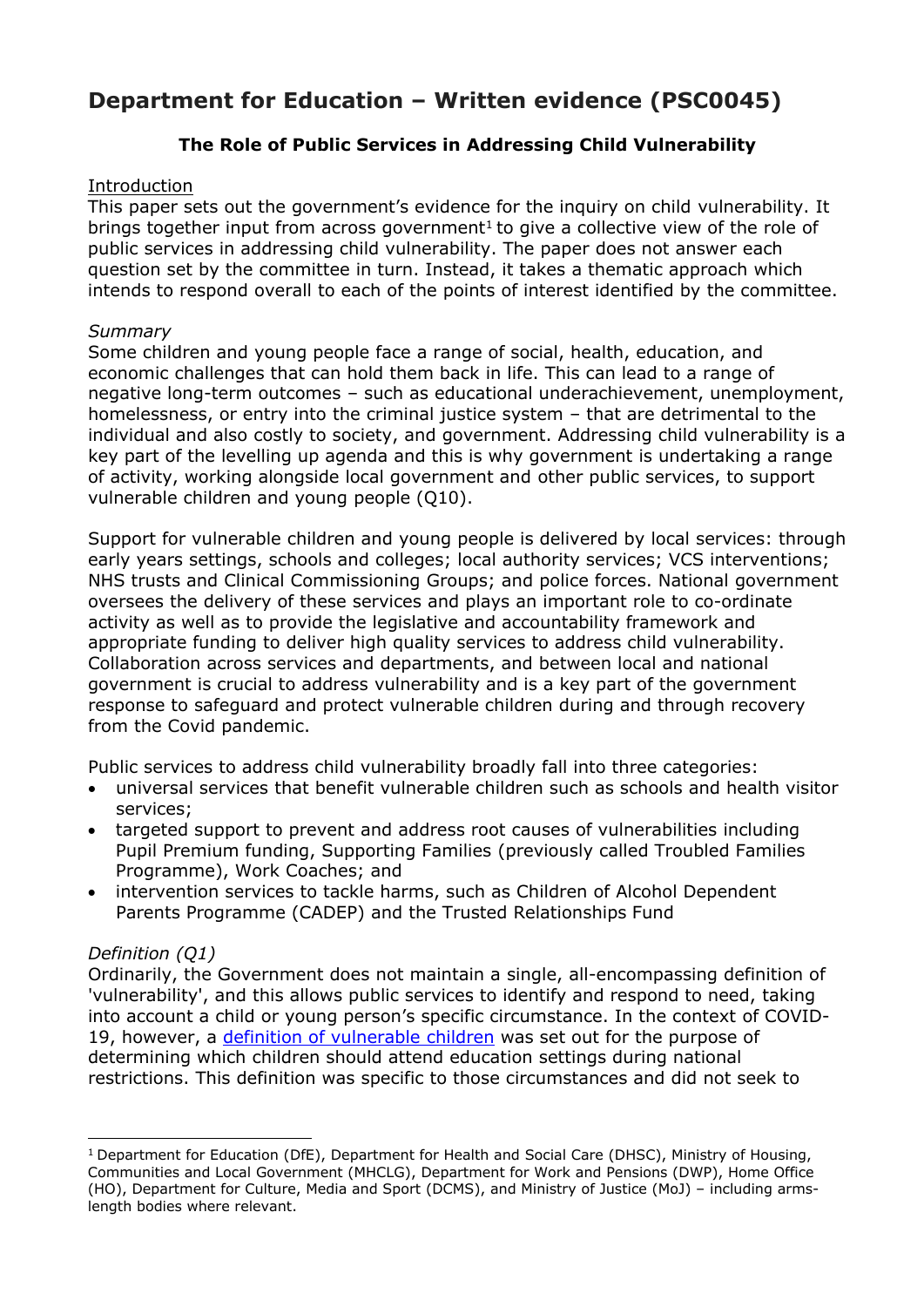# Department for Education – Written evidence (PSC0045)

## The Role of Public Services in Addressing Child Vulnerability

Introduction

This paper sets out the government's evidence for the inquiry on child vulnerability. It brings together input from across government[1] to give a collective view of the role of public services in addressing child vulnerability. The paper does not answer each question set by the committee in turn. Instead, it takes a thematic approach which intends to respond overall to each of the points of interest identified by the committee.

*Summary*

Some children and young people face a range of social, health, education, and economic challenges that can hold them back in life. This can lead to a range of negative long-term outcomes – such as educational underachievement, unemployment, homelessness, or entry into the criminal justice system – that are detrimental to the individual and also costly to society, and government. Addressing child vulnerability is a key part of the levelling up agenda and this is why government is undertaking a range of activity, working alongside local government and other public services, to support vulnerable children and young people (Q10).

Support for vulnerable children and young people is delivered by local services: through early years settings, schools and colleges; local authority services; VCS interventions; NHS trusts and Clinical Commissioning Groups; and police forces. National government oversees the delivery of these services and plays an important role to co-ordinate activity as well as to provide the legislative and accountability framework and appropriate funding to deliver high quality services to address child vulnerability. Collaboration across services and departments, and between local and national government is crucial to address vulnerability and is a key part of the government response to safeguard and protect vulnerable children during and through recovery from the Covid pandemic.

Public services to address child vulnerability broadly fall into three categories:

- universal services that benefit vulnerable children such as schools and health visitor services;
- targeted support to prevent and address root causes of vulnerabilities including Pupil Premium funding, Supporting Families (previously called Troubled Families Programme), Work Coaches; and
- intervention services to tackle harms, such as Children of Alcohol Dependent Parents Programme (CADEP) and the Trusted Relationships Fund

*Definition (Q1)*

Ordinarily, the Government does not maintain a single, all-encompassing definition of 'vulnerability', and this allows public services to identify and respond to need, taking into account a child or young person's specific circumstance. In the context of COVID-19, however, a definition of vulnerable children was set out for the purpose of determining which children should attend education settings during national restrictions. This definition was specific to those circumstances and did not seek to

[1] Department for Education (DfE), Department for Health and Social Care (DHSC), Ministry of Housing, Communities and Local Government (MHCLG), Department for Work and Pensions (DWP), Home Office (HO), Department for Culture, Media and Sport (DCMS), and Ministry of Justice (MoJ) – including arms-length bodies where relevant.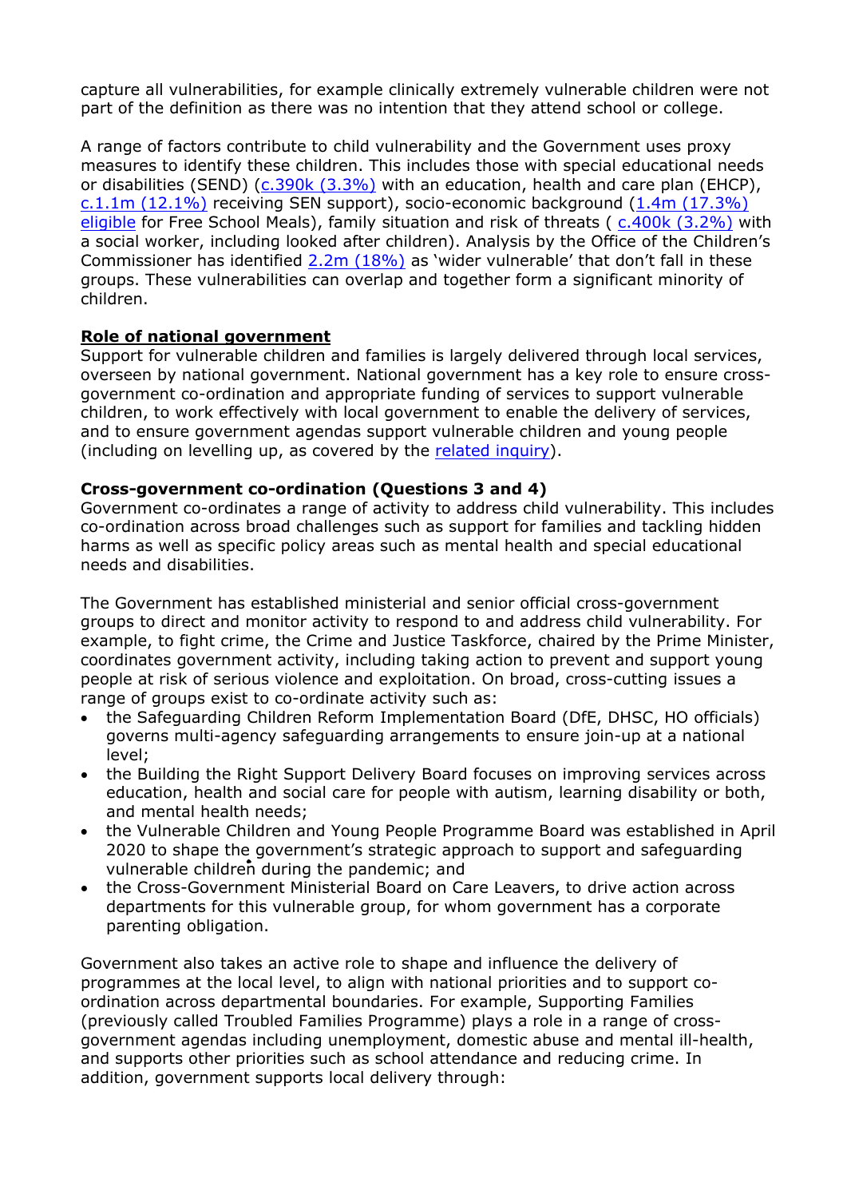capture all vulnerabilities, for example clinically extremely vulnerable children were not part of the definition as there was no intention that they attend school or college.

A range of factors contribute to child vulnerability and the Government uses proxy measures to identify these children. This includes those with special educational needs or disabilities (SEND) (c.390k (3.3%) with an education, health and care plan (EHCP), c.1.1m (12.1%) receiving SEN support), socio-economic background (1.4m (17.3%) eligible for Free School Meals), family situation and risk of threats ( c.400k (3.2%) with a social worker, including looked after children). Analysis by the Office of the Children's Commissioner has identified 2.2m (18%) as 'wider vulnerable' that don't fall in these groups. These vulnerabilities can overlap and together form a significant minority of children.

**Role of national government**

Support for vulnerable children and families is largely delivered through local services, overseen by national government. National government has a key role to ensure cross-government co-ordination and appropriate funding of services to support vulnerable children, to work effectively with local government to enable the delivery of services, and to ensure government agendas support vulnerable children and young people (including on levelling up, as covered by the related inquiry).

**Cross-government co-ordination (Questions 3 and 4)**

Government co-ordinates a range of activity to address child vulnerability. This includes co-ordination across broad challenges such as support for families and tackling hidden harms as well as specific policy areas such as mental health and special educational needs and disabilities.

The Government has established ministerial and senior official cross-government groups to direct and monitor activity to respond to and address child vulnerability. For example, to fight crime, the Crime and Justice Taskforce, chaired by the Prime Minister, coordinates government activity, including taking action to prevent and support young people at risk of serious violence and exploitation. On broad, cross-cutting issues a range of groups exist to co-ordinate activity such as:

- the Safeguarding Children Reform Implementation Board (DfE, DHSC, HO officials) governs multi-agency safeguarding arrangements to ensure join-up at a national level;
- the Building the Right Support Delivery Board focuses on improving services across education, health and social care for people with autism, learning disability or both, and mental health needs;
- the Vulnerable Children and Young People Programme Board was established in April 2020 to shape the government's strategic approach to support and safeguarding vulnerable children during the pandemic; and
- the Cross-Government Ministerial Board on Care Leavers, to drive action across departments for this vulnerable group, for whom government has a corporate parenting obligation.

Government also takes an active role to shape and influence the delivery of programmes at the local level, to align with national priorities and to support co-ordination across departmental boundaries. For example, Supporting Families (previously called Troubled Families Programme) plays a role in a range of cross-government agendas including unemployment, domestic abuse and mental ill-health, and supports other priorities such as school attendance and reducing crime. In addition, government supports local delivery through: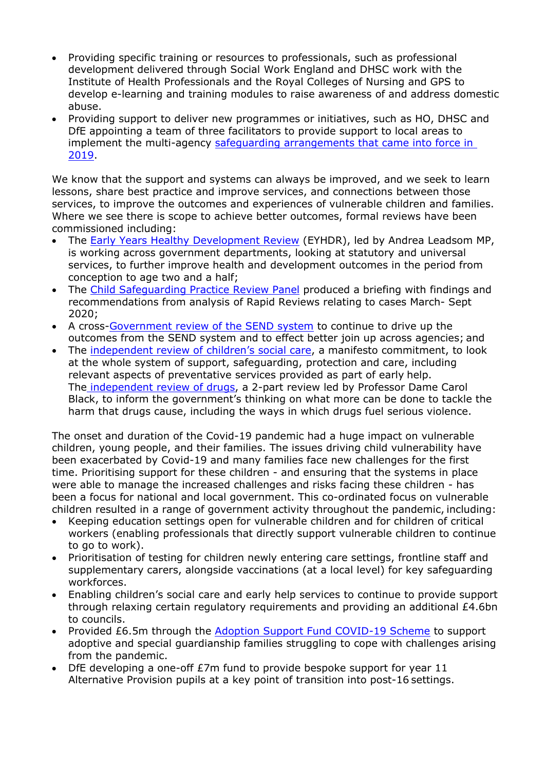- Providing specific training or resources to professionals, such as professional development delivered through Social Work England and DHSC work with the Institute of Health Professionals and the Royal Colleges of Nursing and GPS to develop e-learning and training modules to raise awareness of and address domestic abuse.
- Providing support to deliver new programmes or initiatives, such as HO, DHSC and DfE appointing a team of three facilitators to provide support to local areas to implement the multi-agency safeguarding arrangements that came into force in 2019.

We know that the support and systems can always be improved, and we seek to learn lessons, share best practice and improve services, and connections between those services, to improve the outcomes and experiences of vulnerable children and families. Where we see there is scope to achieve better outcomes, formal reviews have been commissioned including:

- The Early Years Healthy Development Review (EYHDR), led by Andrea Leadsom MP, is working across government departments, looking at statutory and universal services, to further improve health and development outcomes in the period from conception to age two and a half;
- The Child Safeguarding Practice Review Panel produced a briefing with findings and recommendations from analysis of Rapid Reviews relating to cases March- Sept 2020;
- A cross-Government review of the SEND system to continue to drive up the outcomes from the SEND system and to effect better join up across agencies; and
- The independent review of children's social care, a manifesto commitment, to look at the whole system of support, safeguarding, protection and care, including relevant aspects of preventative services provided as part of early help. The independent review of drugs, a 2-part review led by Professor Dame Carol Black, to inform the government's thinking on what more can be done to tackle the harm that drugs cause, including the ways in which drugs fuel serious violence.

The onset and duration of the Covid-19 pandemic had a huge impact on vulnerable children, young people, and their families. The issues driving child vulnerability have been exacerbated by Covid-19 and many families face new challenges for the first time. Prioritising support for these children - and ensuring that the systems in place were able to manage the increased challenges and risks facing these children - has been a focus for national and local government. This co-ordinated focus on vulnerable children resulted in a range of government activity throughout the pandemic, including:

- Keeping education settings open for vulnerable children and for children of critical workers (enabling professionals that directly support vulnerable children to continue to go to work).
- Prioritisation of testing for children newly entering care settings, frontline staff and supplementary carers, alongside vaccinations (at a local level) for key safeguarding workforces.
- Enabling children's social care and early help services to continue to provide support through relaxing certain regulatory requirements and providing an additional £4.6bn to councils.
- Provided £6.5m through the Adoption Support Fund COVID-19 Scheme to support adoptive and special guardianship families struggling to cope with challenges arising from the pandemic.
- DfE developing a one-off £7m fund to provide bespoke support for year 11 Alternative Provision pupils at a key point of transition into post-16 settings.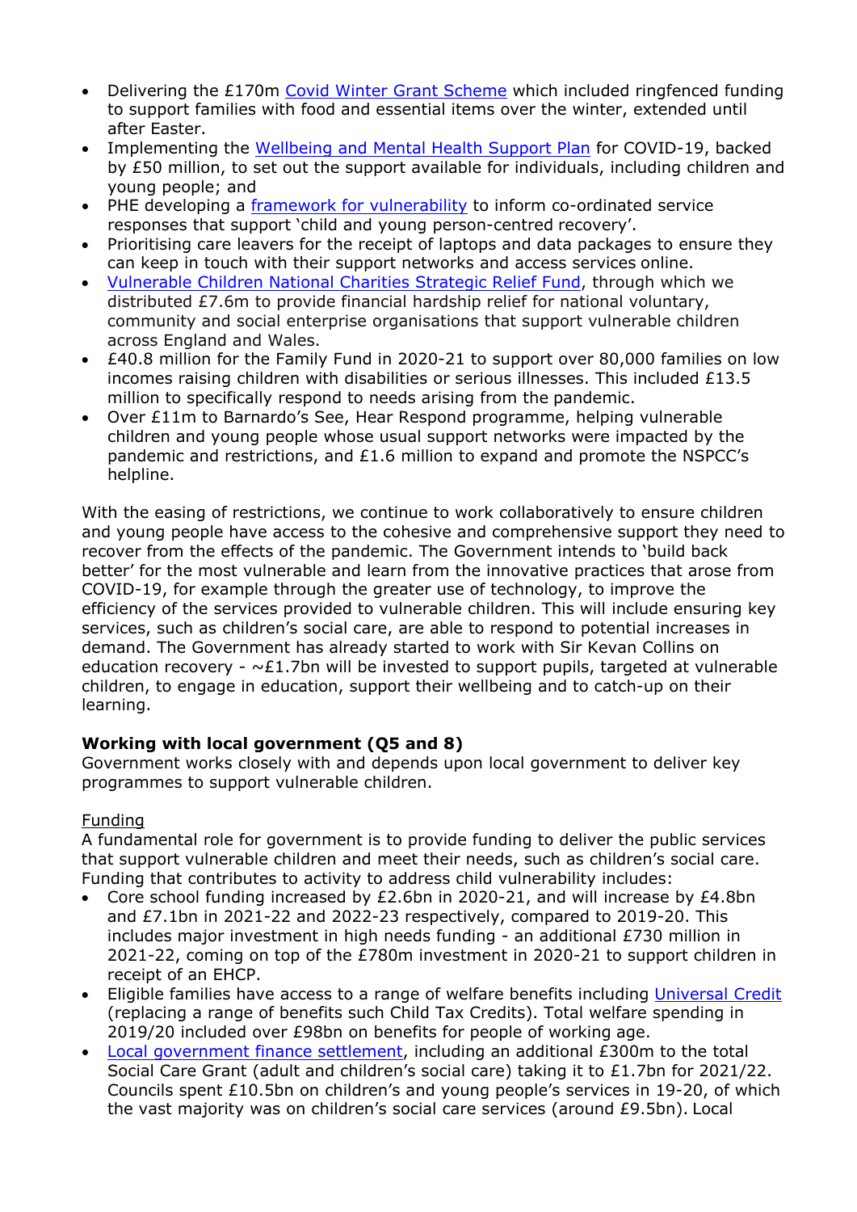- Delivering the £170m [Covid Winter Grant Scheme](#) which included ringfenced funding to support families with food and essential items over the winter, extended until after Easter.
- Implementing the [Wellbeing and Mental Health Support Plan](#) for COVID-19, backed by £50 million, to set out the support available for individuals, including children and young people; and
- PHE developing a [framework for vulnerability](#) to inform co-ordinated service responses that support 'child and young person-centred recovery'.
- Prioritising care leavers for the receipt of laptops and data packages to ensure they can keep in touch with their support networks and access services online.
- [Vulnerable Children National Charities Strategic Relief Fund](#), through which we distributed £7.6m to provide financial hardship relief for national voluntary, community and social enterprise organisations that support vulnerable children across England and Wales.
- £40.8 million for the Family Fund in 2020-21 to support over 80,000 families on low incomes raising children with disabilities or serious illnesses. This included £13.5 million to specifically respond to needs arising from the pandemic.
- Over £11m to Barnardo's See, Hear Respond programme, helping vulnerable children and young people whose usual support networks were impacted by the pandemic and restrictions, and £1.6 million to expand and promote the NSPCC's helpline.

With the easing of restrictions, we continue to work collaboratively to ensure children and young people have access to the cohesive and comprehensive support they need to recover from the effects of the pandemic. The Government intends to 'build back better' for the most vulnerable and learn from the innovative practices that arose from COVID-19, for example through the greater use of technology, to improve the efficiency of the services provided to vulnerable children. This will include ensuring key services, such as children's social care, are able to respond to potential increases in demand. The Government has already started to work with Sir Kevan Collins on education recovery - ~£1.7bn will be invested to support pupils, targeted at vulnerable children, to engage in education, support their wellbeing and to catch-up on their learning.

**Working with local government (Q5 and 8)**

Government works closely with and depends upon local government to deliver key programmes to support vulnerable children.

Funding

A fundamental role for government is to provide funding to deliver the public services that support vulnerable children and meet their needs, such as children's social care. Funding that contributes to activity to address child vulnerability includes:

- Core school funding increased by £2.6bn in 2020-21, and will increase by £4.8bn and £7.1bn in 2021-22 and 2022-23 respectively, compared to 2019-20. This includes major investment in high needs funding - an additional £730 million in 2021-22, coming on top of the £780m investment in 2020-21 to support children in receipt of an EHCP.
- Eligible families have access to a range of welfare benefits including [Universal Credit](#) (replacing a range of benefits such Child Tax Credits). Total welfare spending in 2019/20 included over £98bn on benefits for people of working age.
- [Local government finance settlement](#), including an additional £300m to the total Social Care Grant (adult and children's social care) taking it to £1.7bn for 2021/22. Councils spent £10.5bn on children's and young people's services in 19-20, of which the vast majority was on children's social care services (around £9.5bn). Local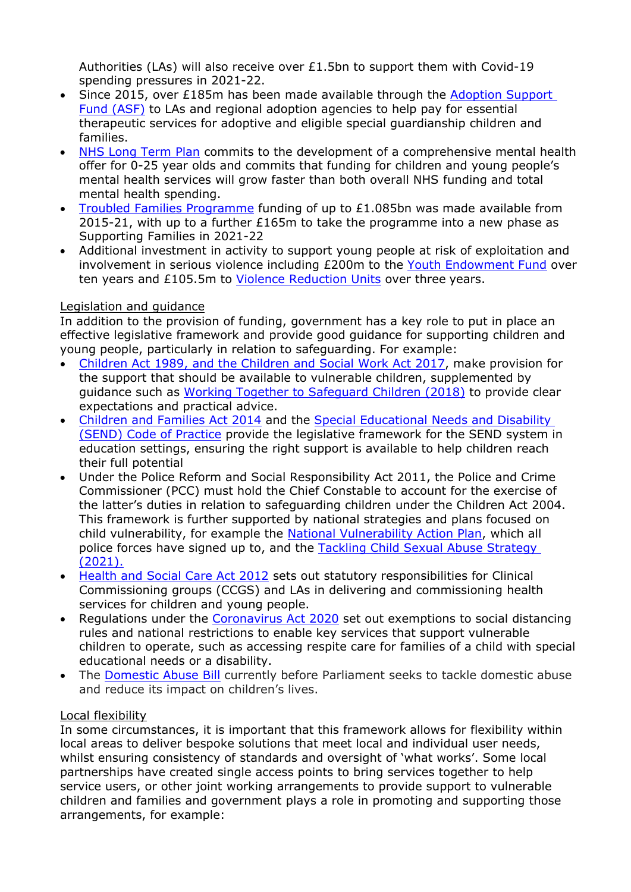Authorities (LAs) will also receive over £1.5bn to support them with Covid-19 spending pressures in 2021-22.

- Since 2015, over £185m has been made available through the Adoption Support Fund (ASF) to LAs and regional adoption agencies to help pay for essential therapeutic services for adoptive and eligible special guardianship children and families.
- NHS Long Term Plan commits to the development of a comprehensive mental health offer for 0-25 year olds and commits that funding for children and young people's mental health services will grow faster than both overall NHS funding and total mental health spending.
- Troubled Families Programme funding of up to £1.085bn was made available from 2015-21, with up to a further £165m to take the programme into a new phase as Supporting Families in 2021-22
- Additional investment in activity to support young people at risk of exploitation and involvement in serious violence including £200m to the Youth Endowment Fund over ten years and £105.5m to Violence Reduction Units over three years.

Legislation and guidance

In addition to the provision of funding, government has a key role to put in place an effective legislative framework and provide good guidance for supporting children and young people, particularly in relation to safeguarding. For example:

- Children Act 1989, and the Children and Social Work Act 2017, make provision for the support that should be available to vulnerable children, supplemented by guidance such as Working Together to Safeguard Children (2018) to provide clear expectations and practical advice.
- Children and Families Act 2014 and the Special Educational Needs and Disability (SEND) Code of Practice provide the legislative framework for the SEND system in education settings, ensuring the right support is available to help children reach their full potential
- Under the Police Reform and Social Responsibility Act 2011, the Police and Crime Commissioner (PCC) must hold the Chief Constable to account for the exercise of the latter's duties in relation to safeguarding children under the Children Act 2004. This framework is further supported by national strategies and plans focused on child vulnerability, for example the National Vulnerability Action Plan, which all police forces have signed up to, and the Tackling Child Sexual Abuse Strategy (2021).
- Health and Social Care Act 2012 sets out statutory responsibilities for Clinical Commissioning groups (CCGS) and LAs in delivering and commissioning health services for children and young people.
- Regulations under the Coronavirus Act 2020 set out exemptions to social distancing rules and national restrictions to enable key services that support vulnerable children to operate, such as accessing respite care for families of a child with special educational needs or a disability.
- The Domestic Abuse Bill currently before Parliament seeks to tackle domestic abuse and reduce its impact on children's lives.

Local flexibility

In some circumstances, it is important that this framework allows for flexibility within local areas to deliver bespoke solutions that meet local and individual user needs, whilst ensuring consistency of standards and oversight of 'what works'. Some local partnerships have created single access points to bring services together to help service users, or other joint working arrangements to provide support to vulnerable children and families and government plays a role in promoting and supporting those arrangements, for example: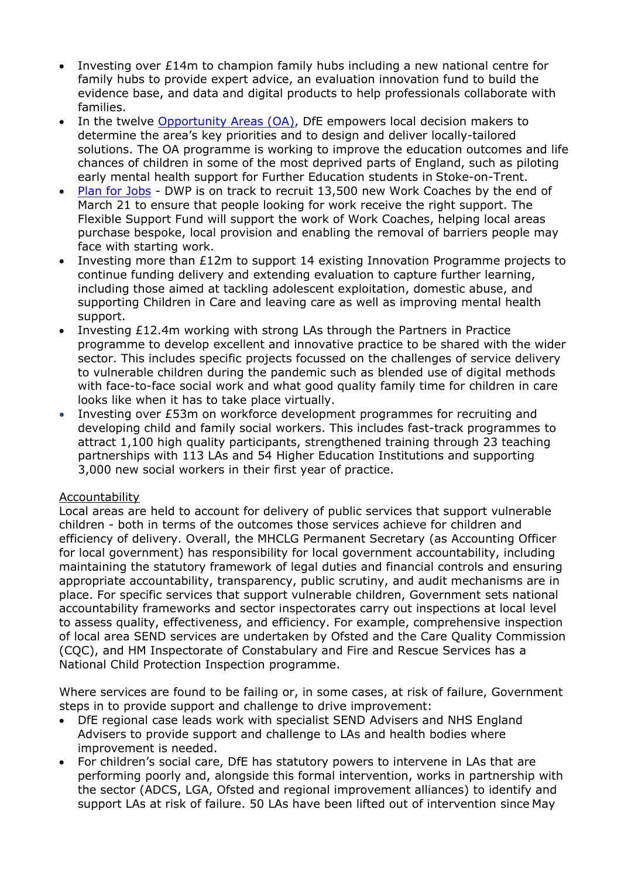- Investing over £14m to champion family hubs including a new national centre for family hubs to provide expert advice, an evaluation innovation fund to build the evidence base, and data and digital products to help professionals collaborate with families.
- In the twelve [Opportunity Areas (OA)](), DfE empowers local decision makers to determine the area's key priorities and to design and deliver locally-tailored solutions. The OA programme is working to improve the education outcomes and life chances of children in some of the most deprived parts of England, such as piloting early mental health support for Further Education students in Stoke-on-Trent.
- [Plan for Jobs]() - DWP is on track to recruit 13,500 new Work Coaches by the end of March 21 to ensure that people looking for work receive the right support. The Flexible Support Fund will support the work of Work Coaches, helping local areas purchase bespoke, local provision and enabling the removal of barriers people may face with starting work.
- Investing more than £12m to support 14 existing Innovation Programme projects to continue funding delivery and extending evaluation to capture further learning, including those aimed at tackling adolescent exploitation, domestic abuse, and supporting Children in Care and leaving care as well as improving mental health support.
- Investing £12.4m working with strong LAs through the Partners in Practice programme to develop excellent and innovative practice to be shared with the wider sector. This includes specific projects focussed on the challenges of service delivery to vulnerable children during the pandemic such as blended use of digital methods with face-to-face social work and what good quality family time for children in care looks like when it has to take place virtually.
- Investing over £53m on workforce development programmes for recruiting and developing child and family social workers. This includes fast-track programmes to attract 1,100 high quality participants, strengthened training through 23 teaching partnerships with 113 LAs and 54 Higher Education Institutions and supporting 3,000 new social workers in their first year of practice.

<u>Accountability</u>

Local areas are held to account for delivery of public services that support vulnerable children - both in terms of the outcomes those services achieve for children and efficiency of delivery. Overall, the MHCLG Permanent Secretary (as Accounting Officer for local government) has responsibility for local government accountability, including maintaining the statutory framework of legal duties and financial controls and ensuring appropriate accountability, transparency, public scrutiny, and audit mechanisms are in place. For specific services that support vulnerable children, Government sets national accountability frameworks and sector inspectorates carry out inspections at local level to assess quality, effectiveness, and efficiency. For example, comprehensive inspection of local area SEND services are undertaken by Ofsted and the Care Quality Commission (CQC), and HM Inspectorate of Constabulary and Fire and Rescue Services has a National Child Protection Inspection programme.

Where services are found to be failing or, in some cases, at risk of failure, Government steps in to provide support and challenge to drive improvement:

- DfE regional case leads work with specialist SEND Advisers and NHS England Advisers to provide support and challenge to LAs and health bodies where improvement is needed.
- For children's social care, DfE has statutory powers to intervene in LAs that are performing poorly and, alongside this formal intervention, works in partnership with the sector (ADCS, LGA, Ofsted and regional improvement alliances) to identify and support LAs at risk of failure. 50 LAs have been lifted out of intervention since May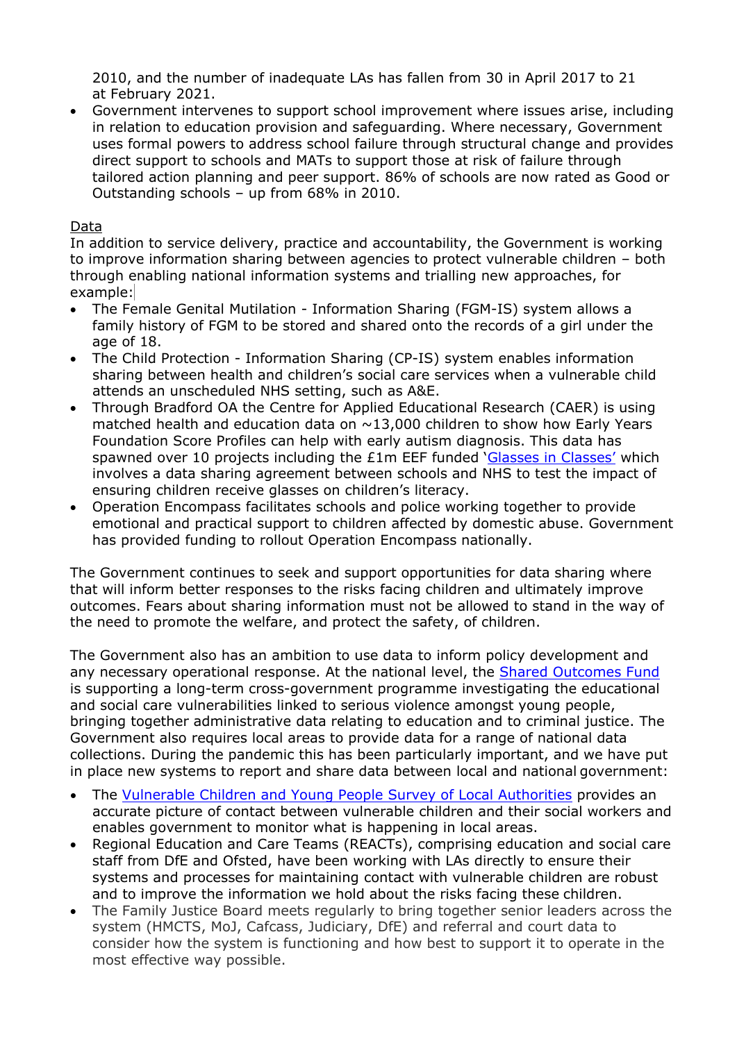2010, and the number of inadequate LAs has fallen from 30 in April 2017 to 21 at February 2021.

- Government intervenes to support school improvement where issues arise, including in relation to education provision and safeguarding. Where necessary, Government uses formal powers to address school failure through structural change and provides direct support to schools and MATs to support those at risk of failure through tailored action planning and peer support. 86% of schools are now rated as Good or Outstanding schools – up from 68% in 2010.

Data

In addition to service delivery, practice and accountability, the Government is working to improve information sharing between agencies to protect vulnerable children – both through enabling national information systems and trialling new approaches, for example:

- The Female Genital Mutilation - Information Sharing (FGM-IS) system allows a family history of FGM to be stored and shared onto the records of a girl under the age of 18.
- The Child Protection - Information Sharing (CP-IS) system enables information sharing between health and children's social care services when a vulnerable child attends an unscheduled NHS setting, such as A&E.
- Through Bradford OA the Centre for Applied Educational Research (CAER) is using matched health and education data on ~13,000 children to show how Early Years Foundation Score Profiles can help with early autism diagnosis. This data has spawned over 10 projects including the £1m EEF funded 'Glasses in Classes' which involves a data sharing agreement between schools and NHS to test the impact of ensuring children receive glasses on children's literacy.
- Operation Encompass facilitates schools and police working together to provide emotional and practical support to children affected by domestic abuse. Government has provided funding to rollout Operation Encompass nationally.

The Government continues to seek and support opportunities for data sharing where that will inform better responses to the risks facing children and ultimately improve outcomes. Fears about sharing information must not be allowed to stand in the way of the need to promote the welfare, and protect the safety, of children.

The Government also has an ambition to use data to inform policy development and any necessary operational response. At the national level, the Shared Outcomes Fund is supporting a long-term cross-government programme investigating the educational and social care vulnerabilities linked to serious violence amongst young people, bringing together administrative data relating to education and to criminal justice. The Government also requires local areas to provide data for a range of national data collections. During the pandemic this has been particularly important, and we have put in place new systems to report and share data between local and national government:

- The Vulnerable Children and Young People Survey of Local Authorities provides an accurate picture of contact between vulnerable children and their social workers and enables government to monitor what is happening in local areas.
- Regional Education and Care Teams (REACTs), comprising education and social care staff from DfE and Ofsted, have been working with LAs directly to ensure their systems and processes for maintaining contact with vulnerable children are robust and to improve the information we hold about the risks facing these children.
- The Family Justice Board meets regularly to bring together senior leaders across the system (HMCTS, MoJ, Cafcass, Judiciary, DfE) and referral and court data to consider how the system is functioning and how best to support it to operate in the most effective way possible.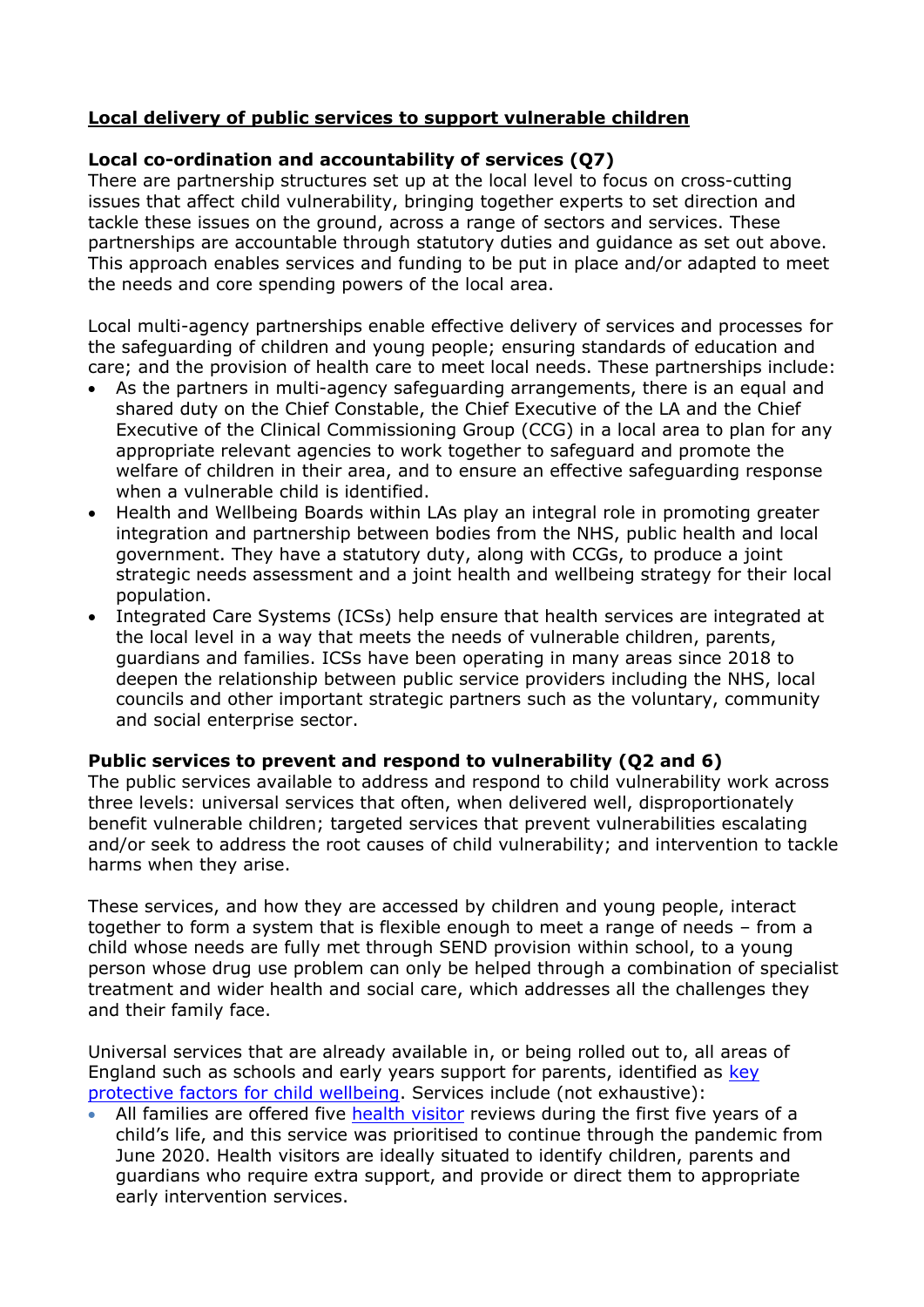**Local delivery of public services to support vulnerable children**

**Local co-ordination and accountability of services (Q7)**

There are partnership structures set up at the local level to focus on cross-cutting issues that affect child vulnerability, bringing together experts to set direction and tackle these issues on the ground, across a range of sectors and services. These partnerships are accountable through statutory duties and guidance as set out above. This approach enables services and funding to be put in place and/or adapted to meet the needs and core spending powers of the local area.

Local multi-agency partnerships enable effective delivery of services and processes for the safeguarding of children and young people; ensuring standards of education and care; and the provision of health care to meet local needs. These partnerships include:

- As the partners in multi-agency safeguarding arrangements, there is an equal and shared duty on the Chief Constable, the Chief Executive of the LA and the Chief Executive of the Clinical Commissioning Group (CCG) in a local area to plan for any appropriate relevant agencies to work together to safeguard and promote the welfare of children in their area, and to ensure an effective safeguarding response when a vulnerable child is identified.
- Health and Wellbeing Boards within LAs play an integral role in promoting greater integration and partnership between bodies from the NHS, public health and local government. They have a statutory duty, along with CCGs, to produce a joint strategic needs assessment and a joint health and wellbeing strategy for their local population.
- Integrated Care Systems (ICSs) help ensure that health services are integrated at the local level in a way that meets the needs of vulnerable children, parents, guardians and families. ICSs have been operating in many areas since 2018 to deepen the relationship between public service providers including the NHS, local councils and other important strategic partners such as the voluntary, community and social enterprise sector.

**Public services to prevent and respond to vulnerability (Q2 and 6)**

The public services available to address and respond to child vulnerability work across three levels: universal services that often, when delivered well, disproportionately benefit vulnerable children; targeted services that prevent vulnerabilities escalating and/or seek to address the root causes of child vulnerability; and intervention to tackle harms when they arise.

These services, and how they are accessed by children and young people, interact together to form a system that is flexible enough to meet a range of needs – from a child whose needs are fully met through SEND provision within school, to a young person whose drug use problem can only be helped through a combination of specialist treatment and wider health and social care, which addresses all the challenges they and their family face.

Universal services that are already available in, or being rolled out to, all areas of England such as schools and early years support for parents, identified as key protective factors for child wellbeing. Services include (not exhaustive):

- All families are offered five health visitor reviews during the first five years of a child's life, and this service was prioritised to continue through the pandemic from June 2020. Health visitors are ideally situated to identify children, parents and guardians who require extra support, and provide or direct them to appropriate early intervention services.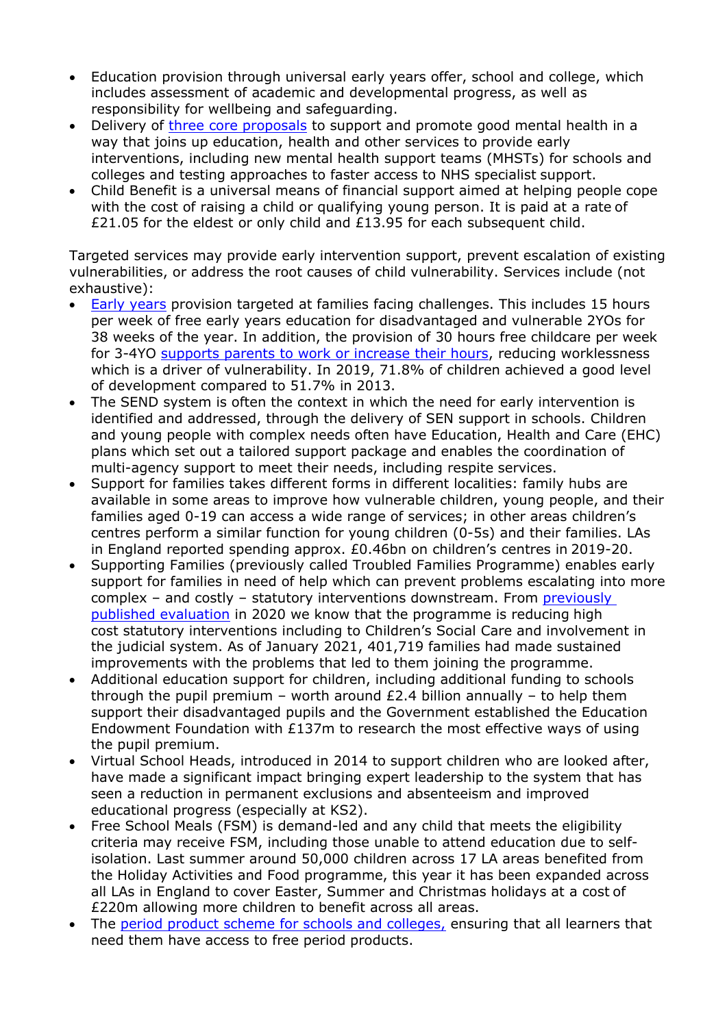- Education provision through universal early years offer, school and college, which includes assessment of academic and developmental progress, as well as responsibility for wellbeing and safeguarding.
- Delivery of three core proposals to support and promote good mental health in a way that joins up education, health and other services to provide early interventions, including new mental health support teams (MHSTs) for schools and colleges and testing approaches to faster access to NHS specialist support.
- Child Benefit is a universal means of financial support aimed at helping people cope with the cost of raising a child or qualifying young person. It is paid at a rate of £21.05 for the eldest or only child and £13.95 for each subsequent child.

Targeted services may provide early intervention support, prevent escalation of existing vulnerabilities, or address the root causes of child vulnerability. Services include (not exhaustive):

- Early years provision targeted at families facing challenges. This includes 15 hours per week of free early years education for disadvantaged and vulnerable 2YOs for 38 weeks of the year. In addition, the provision of 30 hours free childcare per week for 3-4YO supports parents to work or increase their hours, reducing worklessness which is a driver of vulnerability. In 2019, 71.8% of children achieved a good level of development compared to 51.7% in 2013.
- The SEND system is often the context in which the need for early intervention is identified and addressed, through the delivery of SEN support in schools. Children and young people with complex needs often have Education, Health and Care (EHC) plans which set out a tailored support package and enables the coordination of multi-agency support to meet their needs, including respite services.
- Support for families takes different forms in different localities: family hubs are available in some areas to improve how vulnerable children, young people, and their families aged 0-19 can access a wide range of services; in other areas children's centres perform a similar function for young children (0-5s) and their families. LAs in England reported spending approx. £0.46bn on children's centres in 2019-20.
- Supporting Families (previously called Troubled Families Programme) enables early support for families in need of help which can prevent problems escalating into more complex – and costly – statutory interventions downstream. From previously published evaluation in 2020 we know that the programme is reducing high cost statutory interventions including to Children's Social Care and involvement in the judicial system. As of January 2021, 401,719 families had made sustained improvements with the problems that led to them joining the programme.
- Additional education support for children, including additional funding to schools through the pupil premium – worth around £2.4 billion annually – to help them support their disadvantaged pupils and the Government established the Education Endowment Foundation with £137m to research the most effective ways of using the pupil premium.
- Virtual School Heads, introduced in 2014 to support children who are looked after, have made a significant impact bringing expert leadership to the system that has seen a reduction in permanent exclusions and absenteeism and improved educational progress (especially at KS2).
- Free School Meals (FSM) is demand-led and any child that meets the eligibility criteria may receive FSM, including those unable to attend education due to self-isolation. Last summer around 50,000 children across 17 LA areas benefited from the Holiday Activities and Food programme, this year it has been expanded across all LAs in England to cover Easter, Summer and Christmas holidays at a cost of £220m allowing more children to benefit across all areas.
- The period product scheme for schools and colleges, ensuring that all learners that need them have access to free period products.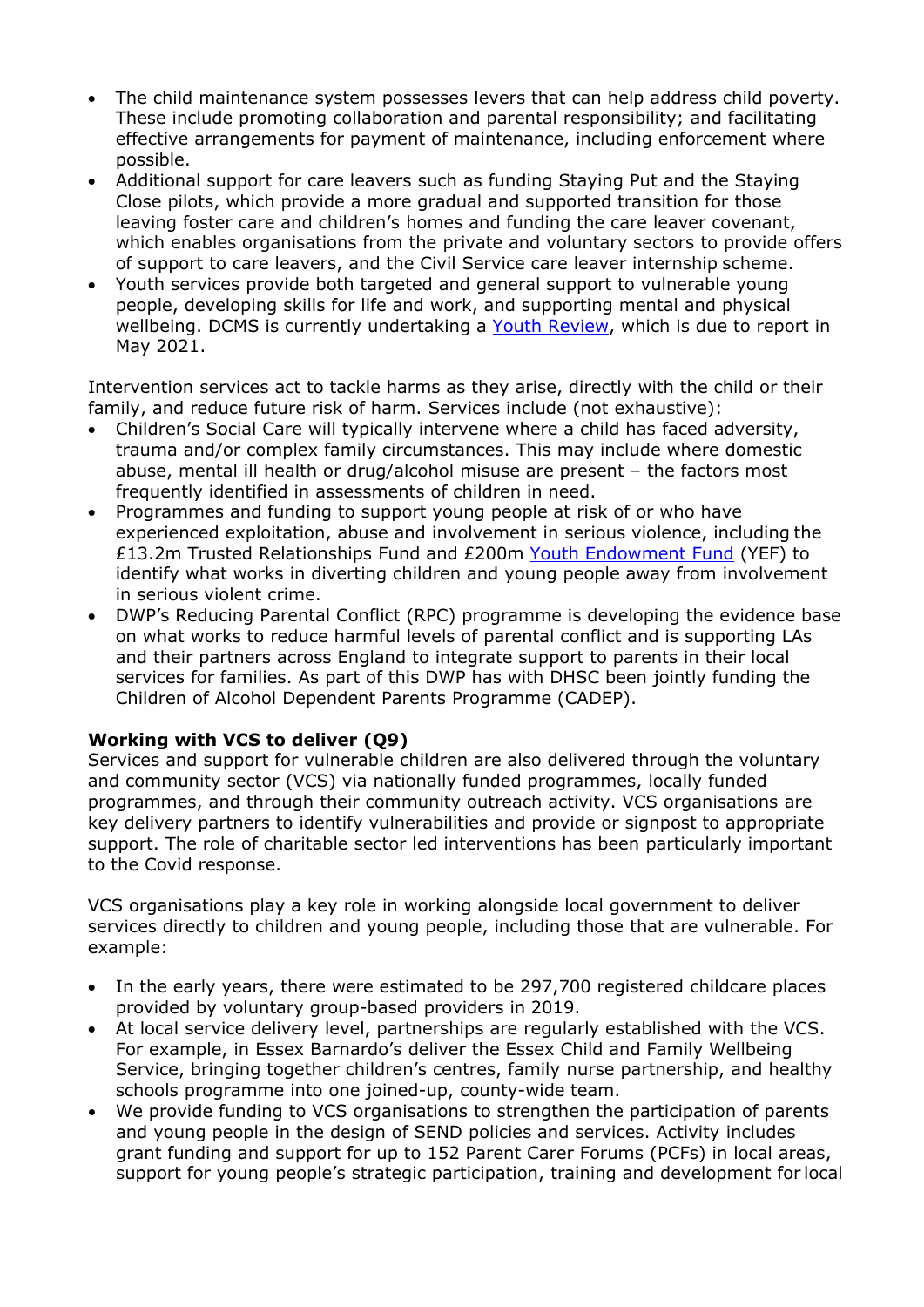- The child maintenance system possesses levers that can help address child poverty. These include promoting collaboration and parental responsibility; and facilitating effective arrangements for payment of maintenance, including enforcement where possible.
- Additional support for care leavers such as funding Staying Put and the Staying Close pilots, which provide a more gradual and supported transition for those leaving foster care and children's homes and funding the care leaver covenant, which enables organisations from the private and voluntary sectors to provide offers of support to care leavers, and the Civil Service care leaver internship scheme.
- Youth services provide both targeted and general support to vulnerable young people, developing skills for life and work, and supporting mental and physical wellbeing. DCMS is currently undertaking a Youth Review, which is due to report in May 2021.

Intervention services act to tackle harms as they arise, directly with the child or their family, and reduce future risk of harm. Services include (not exhaustive):

- Children's Social Care will typically intervene where a child has faced adversity, trauma and/or complex family circumstances. This may include where domestic abuse, mental ill health or drug/alcohol misuse are present – the factors most frequently identified in assessments of children in need.
- Programmes and funding to support young people at risk of or who have experienced exploitation, abuse and involvement in serious violence, including the £13.2m Trusted Relationships Fund and £200m Youth Endowment Fund (YEF) to identify what works in diverting children and young people away from involvement in serious violent crime.
- DWP's Reducing Parental Conflict (RPC) programme is developing the evidence base on what works to reduce harmful levels of parental conflict and is supporting LAs and their partners across England to integrate support to parents in their local services for families. As part of this DWP has with DHSC been jointly funding the Children of Alcohol Dependent Parents Programme (CADEP).

**Working with VCS to deliver (Q9)**

Services and support for vulnerable children are also delivered through the voluntary and community sector (VCS) via nationally funded programmes, locally funded programmes, and through their community outreach activity. VCS organisations are key delivery partners to identify vulnerabilities and provide or signpost to appropriate support. The role of charitable sector led interventions has been particularly important to the Covid response.

VCS organisations play a key role in working alongside local government to deliver services directly to children and young people, including those that are vulnerable. For example:

- In the early years, there were estimated to be 297,700 registered childcare places provided by voluntary group-based providers in 2019.
- At local service delivery level, partnerships are regularly established with the VCS. For example, in Essex Barnardo's deliver the Essex Child and Family Wellbeing Service, bringing together children's centres, family nurse partnership, and healthy schools programme into one joined-up, county-wide team.
- We provide funding to VCS organisations to strengthen the participation of parents and young people in the design of SEND policies and services. Activity includes grant funding and support for up to 152 Parent Carer Forums (PCFs) in local areas, support for young people's strategic participation, training and development for local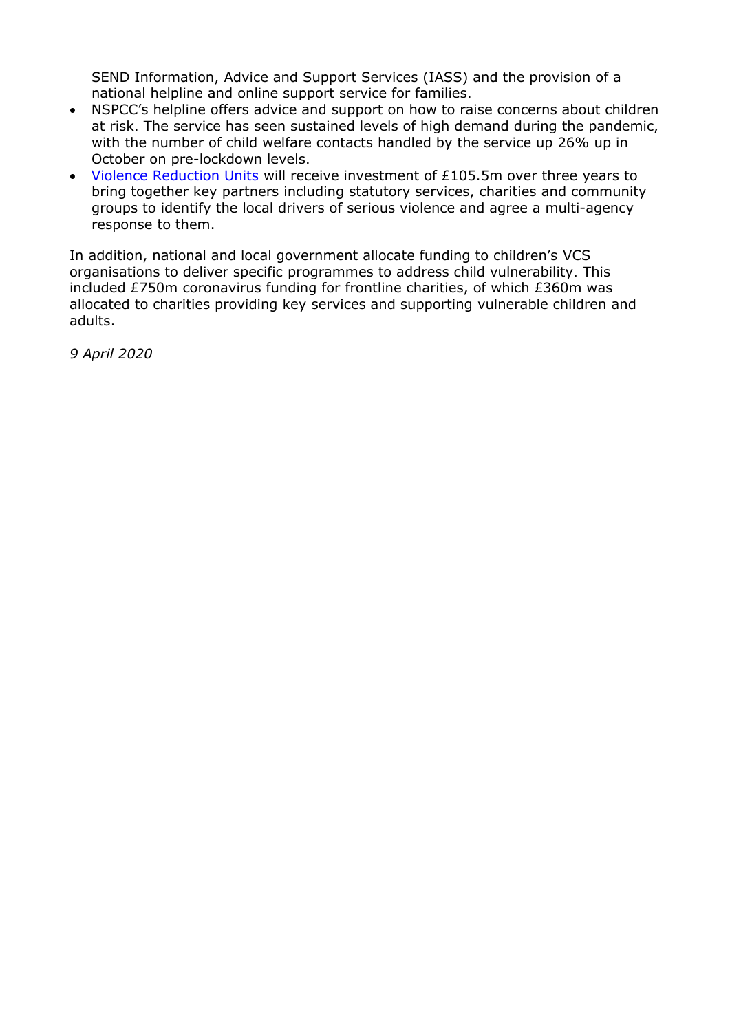SEND Information, Advice and Support Services (IASS) and the provision of a national helpline and online support service for families.

- NSPCC's helpline offers advice and support on how to raise concerns about children at risk. The service has seen sustained levels of high demand during the pandemic, with the number of child welfare contacts handled by the service up 26% up in October on pre-lockdown levels.
- Violence Reduction Units will receive investment of £105.5m over three years to bring together key partners including statutory services, charities and community groups to identify the local drivers of serious violence and agree a multi-agency response to them.

In addition, national and local government allocate funding to children's VCS organisations to deliver specific programmes to address child vulnerability. This included £750m coronavirus funding for frontline charities, of which £360m was allocated to charities providing key services and supporting vulnerable children and adults.

*9 April 2020*